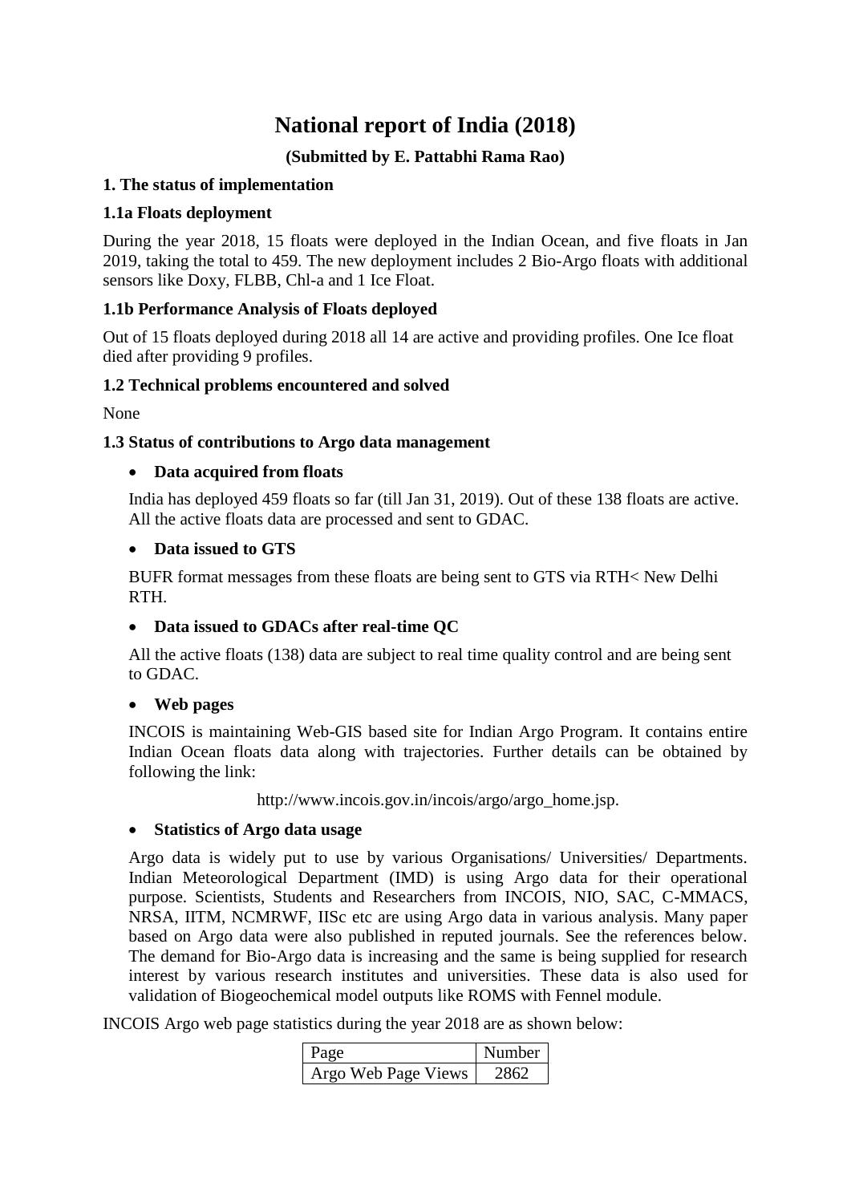# National report of India (2018)

### (Submitted by E. Pattabhi Rama Rao)

## 1. The status of implementation

### 1.1a Floats deployment

During the year 2018, 15 floats were deployed in the Indian Ocean, and five floats in Jan 2019, taking the total to 459. The new deployment includes 2 Bio-Argo floats with additional sensors like Doxy, FLBB, Chl-a and 1 Ice Float.

### 1.1b Performance Analysis of Floats deployed

Out of 15 floats deployed during 2018 all 14 are active and providing profiles. One Ice float died after providing 9 profiles.

### 1.2 Technical problems encountered and solved

None

### 1.3 Status of contributions to Argo data management

- **Data acquired from floats**

  India has deployed 459 floats so far (till Jan 31, 2019). Out of these 138 floats are active. All the active floats data are processed and sent to GDAC.

- **Data issued to GTS**

  BUFR format messages from these floats are being sent to GTS via RTH< New Delhi RTH.

- **Data issued to GDACs after real-time QC**

  All the active floats (138) data are subject to real time quality control and are being sent to GDAC.

- **Web pages**

  INCOIS is maintaining Web-GIS based site for Indian Argo Program. It contains entire Indian Ocean floats data along with trajectories. Further details can be obtained by following the link:

  http://www.incois.gov.in/incois/argo/argo_home.jsp.

- **Statistics of Argo data usage**

  Argo data is widely put to use by various Organisations/ Universities/ Departments. Indian Meteorological Department (IMD) is using Argo data for their operational purpose. Scientists, Students and Researchers from INCOIS, NIO, SAC, C-MMACS, NRSA, IITM, NCMRWF, IISc etc are using Argo data in various analysis. Many paper based on Argo data were also published in reputed journals. See the references below. The demand for Bio-Argo data is increasing and the same is being supplied for research interest by various research institutes and universities. These data is also used for validation of Biogeochemical model outputs like ROMS with Fennel module.

INCOIS Argo web page statistics during the year 2018 are as shown below:

| Page | Number |
|---|---|
| Argo Web Page Views | 2862 |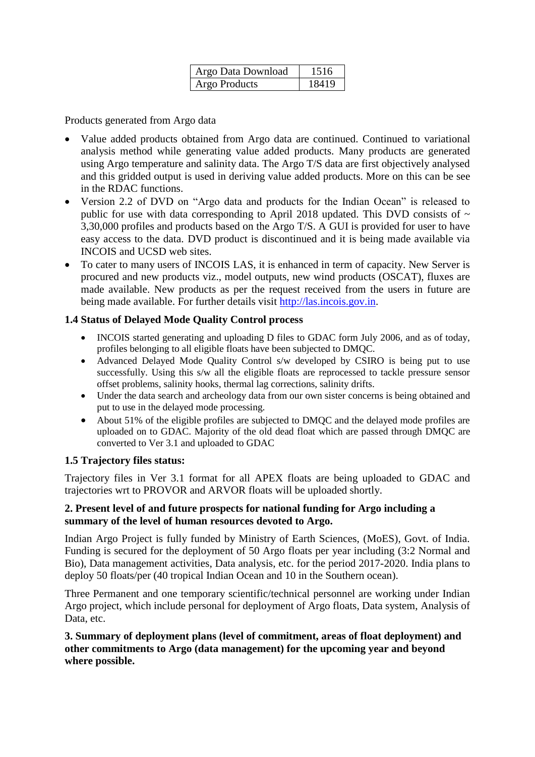| Argo Data Download | 1516 |
| --- | --- |
| Argo Products | 18419 |

Products generated from Argo data

- Value added products obtained from Argo data are continued. Continued to variational analysis method while generating value added products. Many products are generated using Argo temperature and salinity data. The Argo T/S data are first objectively analysed and this gridded output is used in deriving value added products. More on this can be see in the RDAC functions.
- Version 2.2 of DVD on "Argo data and products for the Indian Ocean" is released to public for use with data corresponding to April 2018 updated. This DVD consists of ~ 3,30,000 profiles and products based on the Argo T/S. A GUI is provided for user to have easy access to the data. DVD product is discontinued and it is being made available via INCOIS and UCSD web sites.
- To cater to many users of INCOIS LAS, it is enhanced in term of capacity. New Server is procured and new products viz., model outputs, new wind products (OSCAT), fluxes are made available. New products as per the request received from the users in future are being made available. For further details visit [http://las.incois.gov.in](http://las.incois.gov.in).

### 1.4 Status of Delayed Mode Quality Control process

- INCOIS started generating and uploading D files to GDAC form July 2006, and as of today, profiles belonging to all eligible floats have been subjected to DMQC.
- Advanced Delayed Mode Quality Control s/w developed by CSIRO is being put to use successfully. Using this s/w all the eligible floats are reprocessed to tackle pressure sensor offset problems, salinity hooks, thermal lag corrections, salinity drifts.
- Under the data search and archeology data from our own sister concerns is being obtained and put to use in the delayed mode processing.
- About 51% of the eligible profiles are subjected to DMQC and the delayed mode profiles are uploaded on to GDAC. Majority of the old dead float which are passed through DMQC are converted to Ver 3.1 and uploaded to GDAC

### 1.5 Trajectory files status:

Trajectory files in Ver 3.1 format for all APEX floats are being uploaded to GDAC and trajectories wrt to PROVOR and ARVOR floats will be uploaded shortly.

## 2. Present level of and future prospects for national funding for Argo including a summary of the level of human resources devoted to Argo.

Indian Argo Project is fully funded by Ministry of Earth Sciences, (MoES), Govt. of India. Funding is secured for the deployment of 50 Argo floats per year including (3:2 Normal and Bio), Data management activities, Data analysis, etc. for the period 2017-2020. India plans to deploy 50 floats/per (40 tropical Indian Ocean and 10 in the Southern ocean).

Three Permanent and one temporary scientific/technical personnel are working under Indian Argo project, which include personal for deployment of Argo floats, Data system, Analysis of Data, etc.

## 3. Summary of deployment plans (level of commitment, areas of float deployment) and other commitments to Argo (data management) for the upcoming year and beyond where possible.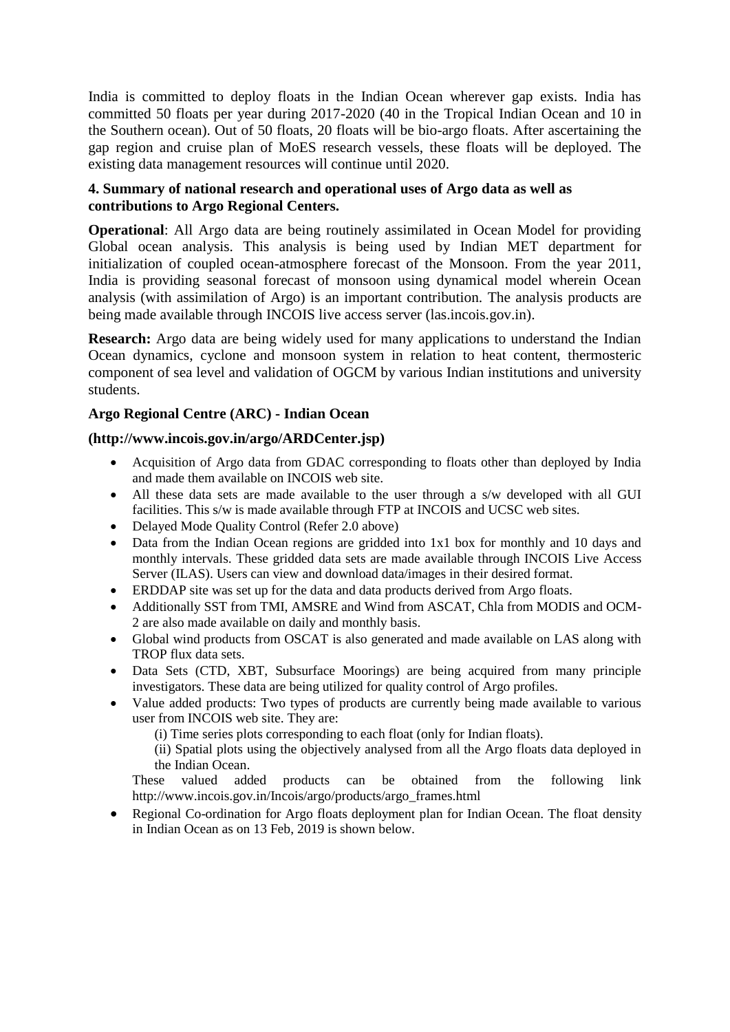India is committed to deploy floats in the Indian Ocean wherever gap exists. India has committed 50 floats per year during 2017-2020 (40 in the Tropical Indian Ocean and 10 in the Southern ocean). Out of 50 floats, 20 floats will be bio-argo floats. After ascertaining the gap region and cruise plan of MoES research vessels, these floats will be deployed. The existing data management resources will continue until 2020.

### 4. Summary of national research and operational uses of Argo data as well as contributions to Argo Regional Centers.

**Operational**: All Argo data are being routinely assimilated in Ocean Model for providing Global ocean analysis. This analysis is being used by Indian MET department for initialization of coupled ocean-atmosphere forecast of the Monsoon. From the year 2011, India is providing seasonal forecast of monsoon using dynamical model wherein Ocean analysis (with assimilation of Argo) is an important contribution. The analysis products are being made available through INCOIS live access server (las.incois.gov.in).

**Research:** Argo data are being widely used for many applications to understand the Indian Ocean dynamics, cyclone and monsoon system in relation to heat content, thermosteric component of sea level and validation of OGCM by various Indian institutions and university students.

**Argo Regional Centre (ARC) - Indian Ocean**

**(http://www.incois.gov.in/argo/ARDCenter.jsp)**

- Acquisition of Argo data from GDAC corresponding to floats other than deployed by India and made them available on INCOIS web site.
- All these data sets are made available to the user through a s/w developed with all GUI facilities. This s/w is made available through FTP at INCOIS and UCSC web sites.
- Delayed Mode Quality Control (Refer 2.0 above)
- Data from the Indian Ocean regions are gridded into 1x1 box for monthly and 10 days and monthly intervals. These gridded data sets are made available through INCOIS Live Access Server (ILAS). Users can view and download data/images in their desired format.
- ERDDAP site was set up for the data and data products derived from Argo floats.
- Additionally SST from TMI, AMSRE and Wind from ASCAT, Chla from MODIS and OCM-2 are also made available on daily and monthly basis.
- Global wind products from OSCAT is also generated and made available on LAS along with TROP flux data sets.
- Data Sets (CTD, XBT, Subsurface Moorings) are being acquired from many principle investigators. These data are being utilized for quality control of Argo profiles.
- Value added products: Two types of products are currently being made available to various user from INCOIS web site. They are:

  (i) Time series plots corresponding to each float (only for Indian floats).

  (ii) Spatial plots using the objectively analysed from all the Argo floats data deployed in the Indian Ocean.

  These valued added products can be obtained from the following link http://www.incois.gov.in/Incois/argo/products/argo_frames.html
- Regional Co-ordination for Argo floats deployment plan for Indian Ocean. The float density in Indian Ocean as on 13 Feb, 2019 is shown below.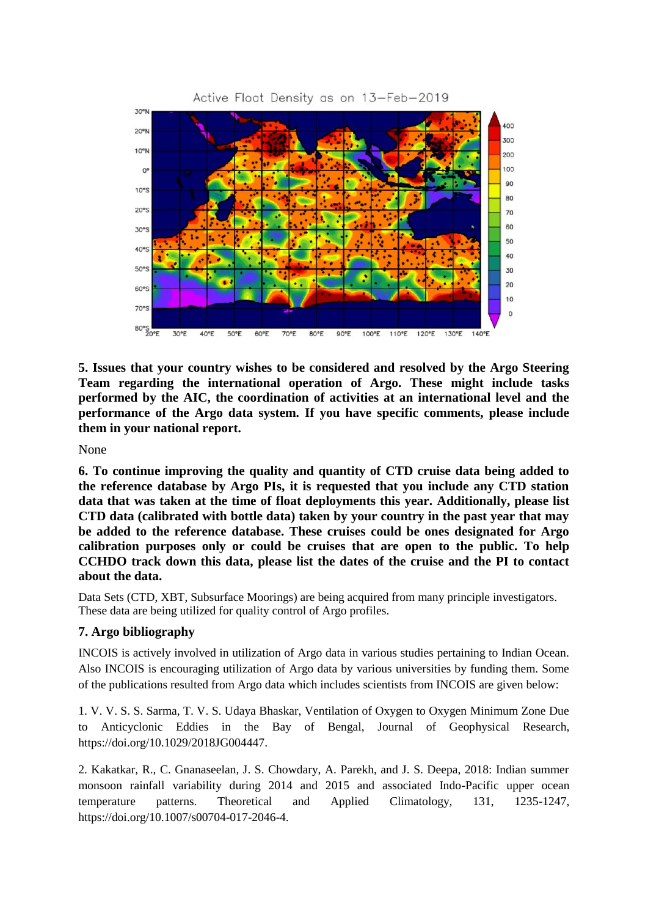**5. Issues that your country wishes to be considered and resolved by the Argo Steering Team regarding the international operation of Argo. These might include tasks performed by the AIC, the coordination of activities at an international level and the performance of the Argo data system. If you have specific comments, please include them in your national report.**

None

**6. To continue improving the quality and quantity of CTD cruise data being added to the reference database by Argo PIs, it is requested that you include any CTD station data that was taken at the time of float deployments this year. Additionally, please list CTD data (calibrated with bottle data) taken by your country in the past year that may be added to the reference database. These cruises could be ones designated for Argo calibration purposes only or could be cruises that are open to the public. To help CCHDO track down this data, please list the dates of the cruise and the PI to contact about the data.**

Data Sets (CTD, XBT, Subsurface Moorings) are being acquired from many principle investigators. These data are being utilized for quality control of Argo profiles.

**7. Argo bibliography**

INCOIS is actively involved in utilization of Argo data in various studies pertaining to Indian Ocean. Also INCOIS is encouraging utilization of Argo data by various universities by funding them. Some of the publications resulted from Argo data which includes scientists from INCOIS are given below:

1. V. V. S. S. Sarma, T. V. S. Udaya Bhaskar, Ventilation of Oxygen to Oxygen Minimum Zone Due to Anticyclonic Eddies in the Bay of Bengal, Journal of Geophysical Research, https://doi.org/10.1029/2018JG004447.

2. Kakatkar, R., C. Gnanaseelan, J. S. Chowdary, A. Parekh, and J. S. Deepa, 2018: Indian summer monsoon rainfall variability during 2014 and 2015 and associated Indo-Pacific upper ocean temperature patterns. Theoretical and Applied Climatology, 131, 1235-1247, https://doi.org/10.1007/s00704-017-2046-4.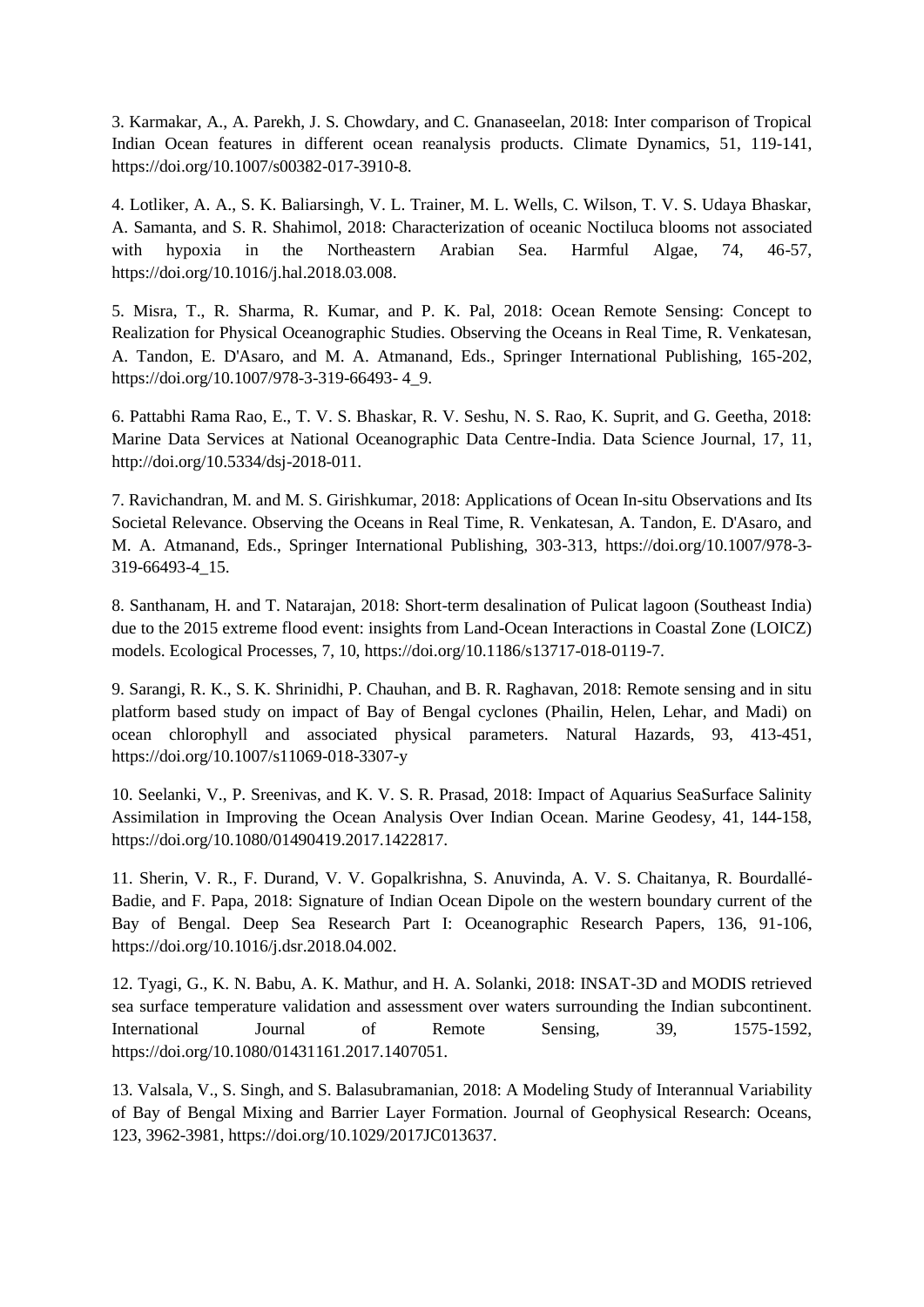3. Karmakar, A., A. Parekh, J. S. Chowdary, and C. Gnanaseelan, 2018: Inter comparison of Tropical Indian Ocean features in different ocean reanalysis products. Climate Dynamics, 51, 119-141, https://doi.org/10.1007/s00382-017-3910-8.

4. Lotliker, A. A., S. K. Baliarsingh, V. L. Trainer, M. L. Wells, C. Wilson, T. V. S. Udaya Bhaskar, A. Samanta, and S. R. Shahimol, 2018: Characterization of oceanic Noctiluca blooms not associated with hypoxia in the Northeastern Arabian Sea. Harmful Algae, 74, 46-57, https://doi.org/10.1016/j.hal.2018.03.008.

5. Misra, T., R. Sharma, R. Kumar, and P. K. Pal, 2018: Ocean Remote Sensing: Concept to Realization for Physical Oceanographic Studies. Observing the Oceans in Real Time, R. Venkatesan, A. Tandon, E. D'Asaro, and M. A. Atmanand, Eds., Springer International Publishing, 165-202, https://doi.org/10.1007/978-3-319-66493- 4_9.

6. Pattabhi Rama Rao, E., T. V. S. Bhaskar, R. V. Seshu, N. S. Rao, K. Suprit, and G. Geetha, 2018: Marine Data Services at National Oceanographic Data Centre-India. Data Science Journal, 17, 11, http://doi.org/10.5334/dsj-2018-011.

7. Ravichandran, M. and M. S. Girishkumar, 2018: Applications of Ocean In-situ Observations and Its Societal Relevance. Observing the Oceans in Real Time, R. Venkatesan, A. Tandon, E. D'Asaro, and M. A. Atmanand, Eds., Springer International Publishing, 303-313, https://doi.org/10.1007/978-3-319-66493-4_15.

8. Santhanam, H. and T. Natarajan, 2018: Short-term desalination of Pulicat lagoon (Southeast India) due to the 2015 extreme flood event: insights from Land-Ocean Interactions in Coastal Zone (LOICZ) models. Ecological Processes, 7, 10, https://doi.org/10.1186/s13717-018-0119-7.

9. Sarangi, R. K., S. K. Shrinidhi, P. Chauhan, and B. R. Raghavan, 2018: Remote sensing and in situ platform based study on impact of Bay of Bengal cyclones (Phailin, Helen, Lehar, and Madi) on ocean chlorophyll and associated physical parameters. Natural Hazards, 93, 413-451, https://doi.org/10.1007/s11069-018-3307-y

10. Seelanki, V., P. Sreenivas, and K. V. S. R. Prasad, 2018: Impact of Aquarius SeaSurface Salinity Assimilation in Improving the Ocean Analysis Over Indian Ocean. Marine Geodesy, 41, 144-158, https://doi.org/10.1080/01490419.2017.1422817.

11. Sherin, V. R., F. Durand, V. V. Gopalkrishna, S. Anuvinda, A. V. S. Chaitanya, R. Bourdallé-Badie, and F. Papa, 2018: Signature of Indian Ocean Dipole on the western boundary current of the Bay of Bengal. Deep Sea Research Part I: Oceanographic Research Papers, 136, 91-106, https://doi.org/10.1016/j.dsr.2018.04.002.

12. Tyagi, G., K. N. Babu, A. K. Mathur, and H. A. Solanki, 2018: INSAT-3D and MODIS retrieved sea surface temperature validation and assessment over waters surrounding the Indian subcontinent. International Journal of Remote Sensing, 39, 1575-1592, https://doi.org/10.1080/01431161.2017.1407051.

13. Valsala, V., S. Singh, and S. Balasubramanian, 2018: A Modeling Study of Interannual Variability of Bay of Bengal Mixing and Barrier Layer Formation. Journal of Geophysical Research: Oceans, 123, 3962-3981, https://doi.org/10.1029/2017JC013637.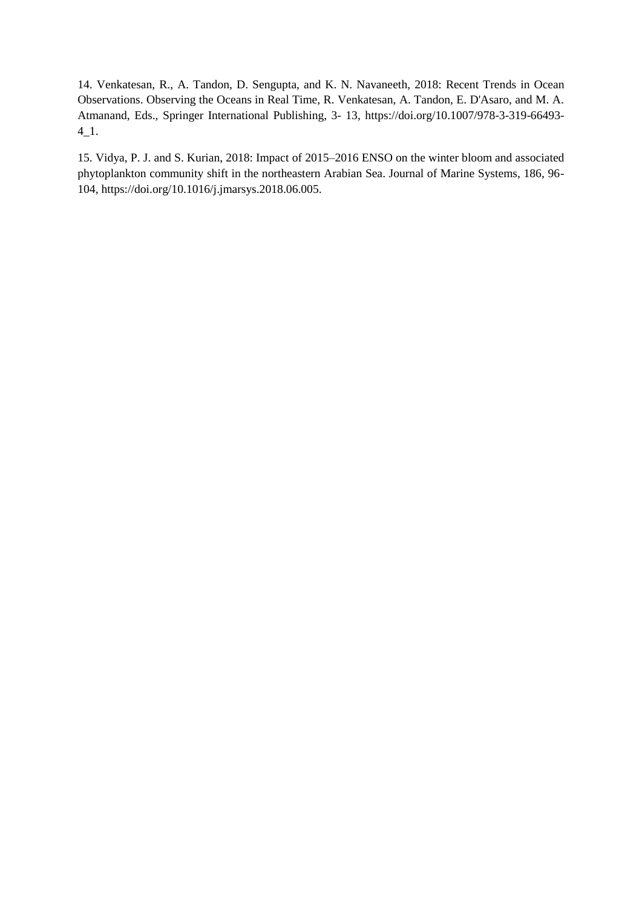14. Venkatesan, R., A. Tandon, D. Sengupta, and K. N. Navaneeth, 2018: Recent Trends in Ocean Observations. Observing the Oceans in Real Time, R. Venkatesan, A. Tandon, E. D'Asaro, and M. A. Atmanand, Eds., Springer International Publishing, 3- 13, https://doi.org/10.1007/978-3-319-66493-4_1.

15. Vidya, P. J. and S. Kurian, 2018: Impact of 2015–2016 ENSO on the winter bloom and associated phytoplankton community shift in the northeastern Arabian Sea. Journal of Marine Systems, 186, 96-104, https://doi.org/10.1016/j.jmarsys.2018.06.005.